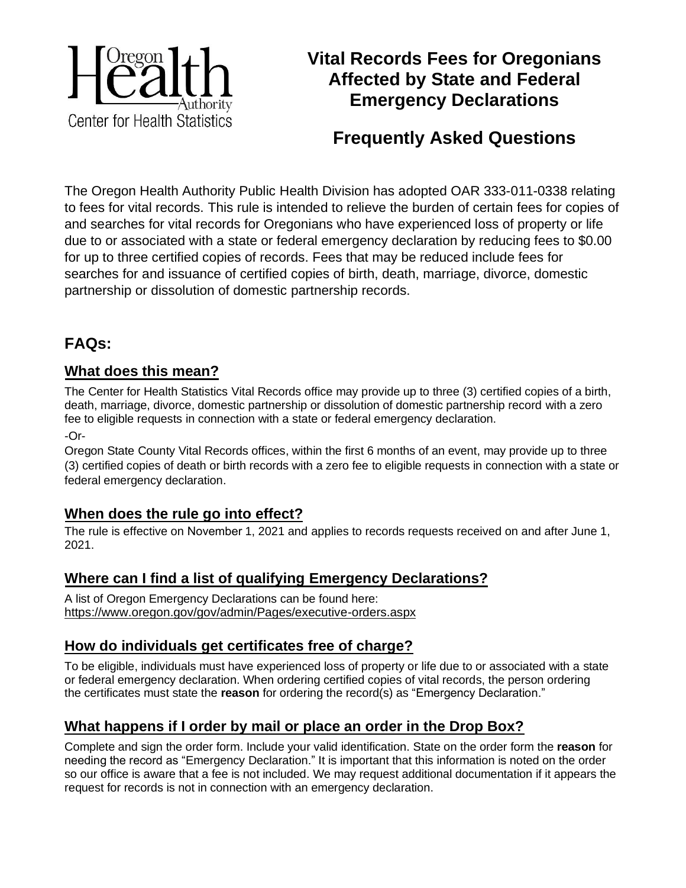Oregon Health Authority
Center for Health Statistics

# Vital Records Fees for Oregonians Affected by State and Federal Emergency Declarations

# Frequently Asked Questions

The Oregon Health Authority Public Health Division has adopted OAR 333-011-0338 relating to fees for vital records. This rule is intended to relieve the burden of certain fees for copies of and searches for vital records for Oregonians who have experienced loss of property or life due to or associated with a state or federal emergency declaration by reducing fees to $0.00 for up to three certified copies of records. Fees that may be reduced include fees for searches for and issuance of certified copies of birth, death, marriage, divorce, domestic partnership or dissolution of domestic partnership records.

## FAQs:

### What does this mean?

The Center for Health Statistics Vital Records office may provide up to three (3) certified copies of a birth, death, marriage, divorce, domestic partnership or dissolution of domestic partnership record with a zero fee to eligible requests in connection with a state or federal emergency declaration.

-Or-

Oregon State County Vital Records offices, within the first 6 months of an event, may provide up to three (3) certified copies of death or birth records with a zero fee to eligible requests in connection with a state or federal emergency declaration.

### When does the rule go into effect?

The rule is effective on November 1, 2021 and applies to records requests received on and after June 1, 2021.

### Where can I find a list of qualifying Emergency Declarations?

A list of Oregon Emergency Declarations can be found here:
https://www.oregon.gov/gov/admin/Pages/executive-orders.aspx

### How do individuals get certificates free of charge?

To be eligible, individuals must have experienced loss of property or life due to or associated with a state or federal emergency declaration. When ordering certified copies of vital records, the person ordering the certificates must state the **reason** for ordering the record(s) as "Emergency Declaration."

### What happens if I order by mail or place an order in the Drop Box?

Complete and sign the order form. Include your valid identification. State on the order form the **reason** for needing the record as "Emergency Declaration." It is important that this information is noted on the order so our office is aware that a fee is not included. We may request additional documentation if it appears the request for records is not in connection with an emergency declaration.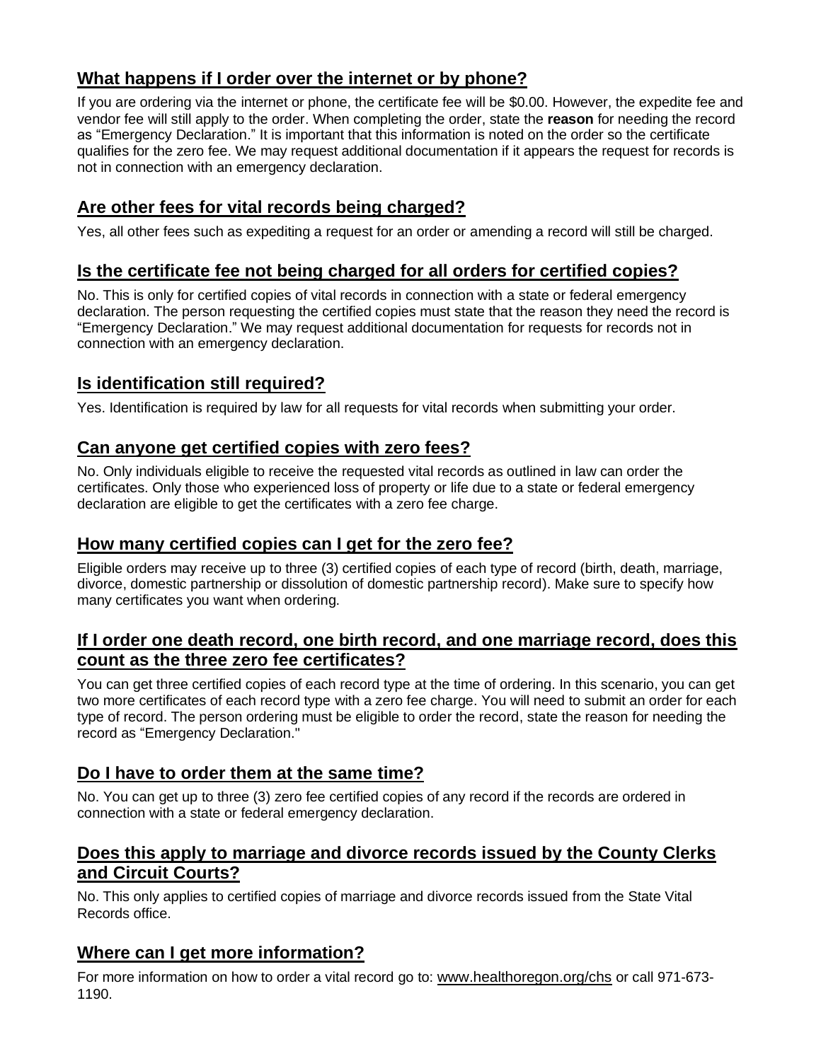## What happens if I order over the internet or by phone?

If you are ordering via the internet or phone, the certificate fee will be $0.00. However, the expedite fee and vendor fee will still apply to the order. When completing the order, state the **reason** for needing the record as "Emergency Declaration." It is important that this information is noted on the order so the certificate qualifies for the zero fee. We may request additional documentation if it appears the request for records is not in connection with an emergency declaration.

## Are other fees for vital records being charged?

Yes, all other fees such as expediting a request for an order or amending a record will still be charged.

## Is the certificate fee not being charged for all orders for certified copies?

No. This is only for certified copies of vital records in connection with a state or federal emergency declaration. The person requesting the certified copies must state that the reason they need the record is "Emergency Declaration." We may request additional documentation for requests for records not in connection with an emergency declaration.

## Is identification still required?

Yes. Identification is required by law for all requests for vital records when submitting your order.

## Can anyone get certified copies with zero fees?

No. Only individuals eligible to receive the requested vital records as outlined in law can order the certificates. Only those who experienced loss of property or life due to a state or federal emergency declaration are eligible to get the certificates with a zero fee charge.

## How many certified copies can I get for the zero fee?

Eligible orders may receive up to three (3) certified copies of each type of record (birth, death, marriage, divorce, domestic partnership or dissolution of domestic partnership record). Make sure to specify how many certificates you want when ordering.

## If I order one death record, one birth record, and one marriage record, does this count as the three zero fee certificates?

You can get three certified copies of each record type at the time of ordering. In this scenario, you can get two more certificates of each record type with a zero fee charge. You will need to submit an order for each type of record. The person ordering must be eligible to order the record, state the reason for needing the record as "Emergency Declaration."

## Do I have to order them at the same time?

No. You can get up to three (3) zero fee certified copies of any record if the records are ordered in connection with a state or federal emergency declaration.

## Does this apply to marriage and divorce records issued by the County Clerks and Circuit Courts?

No. This only applies to certified copies of marriage and divorce records issued from the State Vital Records office.

## Where can I get more information?

For more information on how to order a vital record go to: www.healthoregon.org/chs or call 971-673-1190.